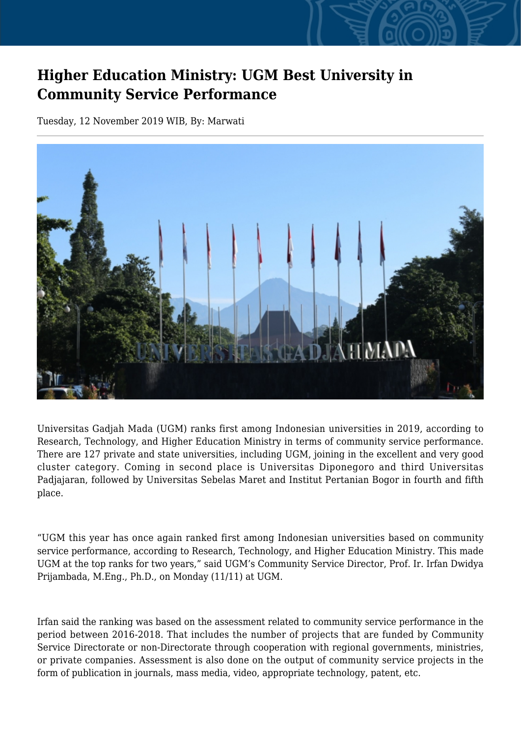# Higher Education Ministry: UGM Best University in Community Service Performance

Tuesday, 12 November 2019 WIB, By: Marwati

Universitas Gadjah Mada (UGM) ranks first among Indonesian universities in 2019, according to Research, Technology, and Higher Education Ministry in terms of community service performance. There are 127 private and state universities, including UGM, joining in the excellent and very good cluster category. Coming in second place is Universitas Diponegoro and third Universitas Padjajaran, followed by Universitas Sebelas Maret and Institut Pertanian Bogor in fourth and fifth place.

"UGM this year has once again ranked first among Indonesian universities based on community service performance, according to Research, Technology, and Higher Education Ministry. This made UGM at the top ranks for two years," said UGM's Community Service Director, Prof. Ir. Irfan Dwidya Prijambada, M.Eng., Ph.D., on Monday (11/11) at UGM.

Irfan said the ranking was based on the assessment related to community service performance in the period between 2016-2018. That includes the number of projects that are funded by Community Service Directorate or non-Directorate through cooperation with regional governments, ministries, or private companies. Assessment is also done on the output of community service projects in the form of publication in journals, mass media, video, appropriate technology, patent, etc.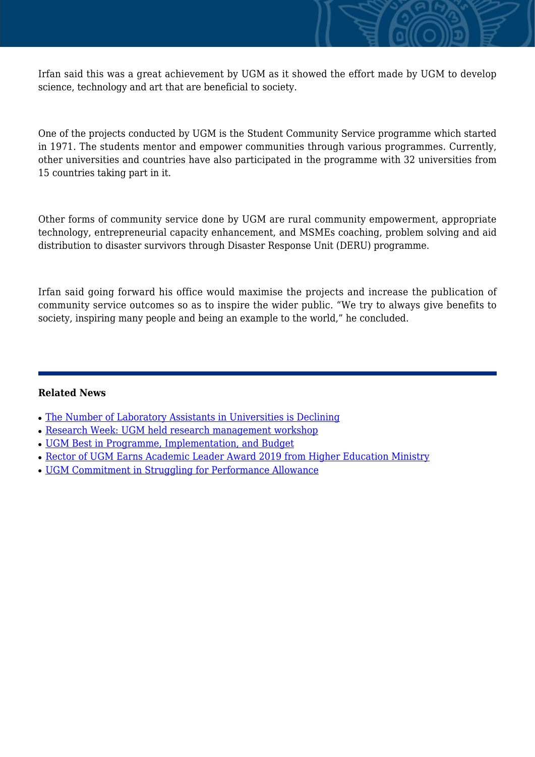Irfan said this was a great achievement by UGM as it showed the effort made by UGM to develop science, technology and art that are beneficial to society.

One of the projects conducted by UGM is the Student Community Service programme which started in 1971. The students mentor and empower communities through various programmes. Currently, other universities and countries have also participated in the programme with 32 universities from 15 countries taking part in it.

Other forms of community service done by UGM are rural community empowerment, appropriate technology, entrepreneurial capacity enhancement, and MSMEs coaching, problem solving and aid distribution to disaster survivors through Disaster Response Unit (DERU) programme.

Irfan said going forward his office would maximise the projects and increase the publication of community service outcomes so as to inspire the wider public. “We try to always give benefits to society, inspiring many people and being an example to the world,” he concluded.

---

**Related News**

- The Number of Laboratory Assistants in Universities is Declining
- Research Week: UGM held research management workshop
- UGM Best in Programme, Implementation, and Budget
- Rector of UGM Earns Academic Leader Award 2019 from Higher Education Ministry
- UGM Commitment in Struggling for Performance Allowance